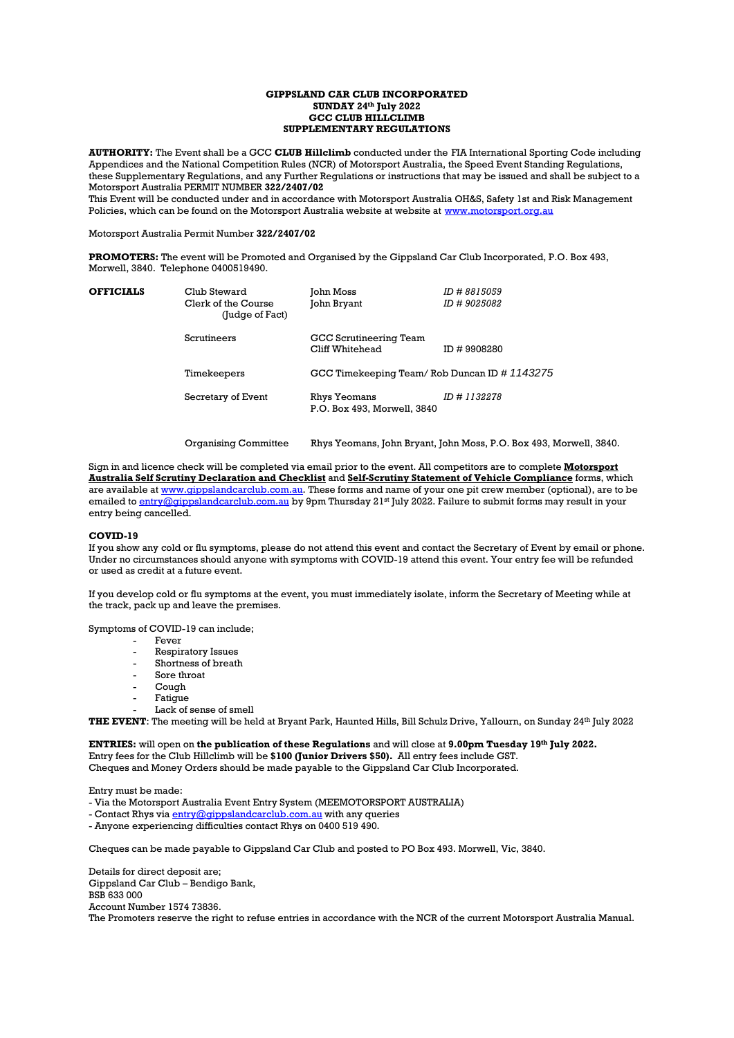**GIPPSLAND CAR CLUB INCORPORATED**
**SUNDAY 24th July 2022**
**GCC CLUB HILLCLIMB**
**SUPPLEMENTARY REGULATIONS**

**AUTHORITY:** The Event shall be a GCC **CLUB Hillclimb** conducted under the FIA International Sporting Code including Appendices and the National Competition Rules (NCR) of Motorsport Australia, the Speed Event Standing Regulations, these Supplementary Regulations, and any Further Regulations or instructions that may be issued and shall be subject to a Motorsport Australia PERMIT NUMBER **322/2407/02**
This Event will be conducted under and in accordance with Motorsport Australia OH&S, Safety 1st and Risk Management Policies, which can be found on the Motorsport Australia website at website at www.motorsport.org.au

Motorsport Australia Permit Number **322/2407/02**

**PROMOTERS:** The event will be Promoted and Organised by the Gippsland Car Club Incorporated, P.O. Box 493, Morwell, 3840. Telephone 0400519490.

| **OFFICIALS** | | | |
|---|---|---|---|
| | Club Steward | John Moss | *ID # 8815059* |
| | Clerk of the Course (Judge of Fact) | John Bryant | *ID # 9025082* |
| | Scrutineers | GCC Scrutineering Team Cliff Whitehead | ID # 9908280 |
| | Timekeepers | GCC Timekeeping Team/ Rob Duncan ID # *1143275* | |
| | Secretary of Event | Rhys Yeomans P.O. Box 493, Morwell, 3840 | *ID # 1132278* |
| | Organising Committee | Rhys Yeomans, John Bryant, John Moss, P.O. Box 493, Morwell, 3840. | |

Sign in and licence check will be completed via email prior to the event. All competitors are to complete **Motorsport Australia Self Scrutiny Declaration and Checklist** and **Self-Scrutiny Statement of Vehicle Compliance** forms, which are available at www.gippslandcarclub.com.au. These forms and name of your one pit crew member (optional), are to be emailed to entry@gippslandcarclub.com.au by 9pm Thursday 21st July 2022. Failure to submit forms may result in your entry being cancelled.

**COVID-19**

If you show any cold or flu symptoms, please do not attend this event and contact the Secretary of Event by email or phone. Under no circumstances should anyone with symptoms with COVID-19 attend this event. Your entry fee will be refunded or used as credit at a future event.

If you develop cold or flu symptoms at the event, you must immediately isolate, inform the Secretary of Meeting while at the track, pack up and leave the premises.

Symptoms of COVID-19 can include;

- Fever
- Respiratory Issues
- Shortness of breath
- Sore throat
- Cough
- Fatigue
- Lack of sense of smell

**THE EVENT**: The meeting will be held at Bryant Park, Haunted Hills, Bill Schulz Drive, Yallourn, on Sunday 24th July 2022

**ENTRIES:** will open on **the publication of these Regulations** and will close at **9.00pm Tuesday 19th July 2022.**
Entry fees for the Club Hillclimb will be **$100 (Junior Drivers $50).** All entry fees include GST.
Cheques and Money Orders should be made payable to the Gippsland Car Club Incorporated.

Entry must be made:
- Via the Motorsport Australia Event Entry System (MEEMOTORSPORT AUSTRALIA)
- Contact Rhys via entry@gippslandcarclub.com.au with any queries
- Anyone experiencing difficulties contact Rhys on 0400 519 490.

Cheques can be made payable to Gippsland Car Club and posted to PO Box 493. Morwell, Vic, 3840.

Details for direct deposit are;
Gippsland Car Club – Bendigo Bank,
BSB 633 000
Account Number 1574 73836.
The Promoters reserve the right to refuse entries in accordance with the NCR of the current Motorsport Australia Manual.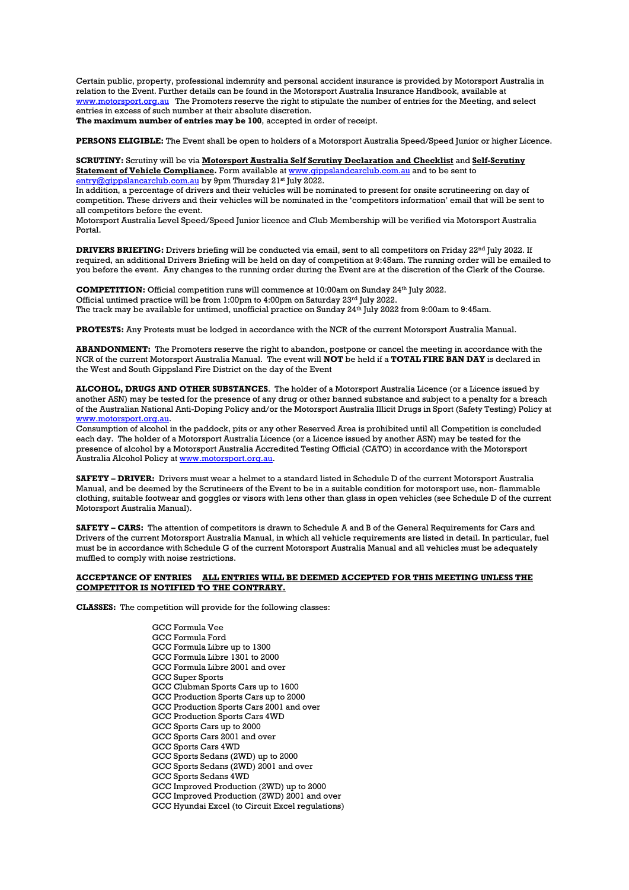Certain public, property, professional indemnity and personal accident insurance is provided by Motorsport Australia in relation to the Event. Further details can be found in the Motorsport Australia Insurance Handbook, available at www.motorsport.org.au The Promoters reserve the right to stipulate the number of entries for the Meeting, and select entries in excess of such number at their absolute discretion.
**The maximum number of entries may be 100**, accepted in order of receipt.

**PERSONS ELIGIBLE:** The Event shall be open to holders of a Motorsport Australia Speed/Speed Junior or higher Licence.

**SCRUTINY:** Scrutiny will be via **Motorsport Australia Self Scrutiny Declaration and Checklist** and **Self-Scrutiny Statement of Vehicle Compliance.** Form available at www.gippslandcarclub.com.au and to be sent to entry@gippslancarclub.com.au by 9pm Thursday 21st July 2022.
In addition, a percentage of drivers and their vehicles will be nominated to present for onsite scrutineering on day of competition. These drivers and their vehicles will be nominated in the 'competitors information' email that will be sent to all competitors before the event.
Motorsport Australia Level Speed/Speed Junior licence and Club Membership will be verified via Motorsport Australia Portal.

**DRIVERS BRIEFING:** Drivers briefing will be conducted via email, sent to all competitors on Friday 22nd July 2022. If required, an additional Drivers Briefing will be held on day of competition at 9:45am. The running order will be emailed to you before the event. Any changes to the running order during the Event are at the discretion of the Clerk of the Course.

**COMPETITION:** Official competition runs will commence at 10:00am on Sunday 24th July 2022.
Official untimed practice will be from 1:00pm to 4:00pm on Saturday 23rd July 2022.
The track may be available for untimed, unofficial practice on Sunday 24th July 2022 from 9:00am to 9:45am.

**PROTESTS:** Any Protests must be lodged in accordance with the NCR of the current Motorsport Australia Manual.

**ABANDONMENT:** The Promoters reserve the right to abandon, postpone or cancel the meeting in accordance with the NCR of the current Motorsport Australia Manual. The event will **NOT** be held if a **TOTAL FIRE BAN DAY** is declared in the West and South Gippsland Fire District on the day of the Event

**ALCOHOL, DRUGS AND OTHER SUBSTANCES**. The holder of a Motorsport Australia Licence (or a Licence issued by another ASN) may be tested for the presence of any drug or other banned substance and subject to a penalty for a breach of the Australian National Anti-Doping Policy and/or the Motorsport Australia Illicit Drugs in Sport (Safety Testing) Policy at www.motorsport.org.au.
Consumption of alcohol in the paddock, pits or any other Reserved Area is prohibited until all Competition is concluded each day. The holder of a Motorsport Australia Licence (or a Licence issued by another ASN) may be tested for the presence of alcohol by a Motorsport Australia Accredited Testing Official (CATO) in accordance with the Motorsport Australia Alcohol Policy at www.motorsport.org.au.

**SAFETY – DRIVER:** Drivers must wear a helmet to a standard listed in Schedule D of the current Motorsport Australia Manual, and be deemed by the Scrutineers of the Event to be in a suitable condition for motorsport use, non- flammable clothing, suitable footwear and goggles or visors with lens other than glass in open vehicles (see Schedule D of the current Motorsport Australia Manual).

**SAFETY – CARS:** The attention of competitors is drawn to Schedule A and B of the General Requirements for Cars and Drivers of the current Motorsport Australia Manual, in which all vehicle requirements are listed in detail. In particular, fuel must be in accordance with Schedule G of the current Motorsport Australia Manual and all vehicles must be adequately muffled to comply with noise restrictions.

**ACCEPTANCE OF ENTRIES** **ALL ENTRIES WILL BE DEEMED ACCEPTED FOR THIS MEETING UNLESS THE COMPETITOR IS NOTIFIED TO THE CONTRARY.**

**CLASSES:** The competition will provide for the following classes:

- GCC Formula Vee
- GCC Formula Ford
- GCC Formula Libre up to 1300
- GCC Formula Libre 1301 to 2000
- GCC Formula Libre 2001 and over
- GCC Super Sports
- GCC Clubman Sports Cars up to 1600
- GCC Production Sports Cars up to 2000
- GCC Production Sports Cars 2001 and over
- GCC Production Sports Cars 4WD
- GCC Sports Cars up to 2000
- GCC Sports Cars 2001 and over
- GCC Sports Cars 4WD
- GCC Sports Sedans (2WD) up to 2000
- GCC Sports Sedans (2WD) 2001 and over
- GCC Sports Sedans 4WD
- GCC Improved Production (2WD) up to 2000
- GCC Improved Production (2WD) 2001 and over
- GCC Hyundai Excel (to Circuit Excel regulations)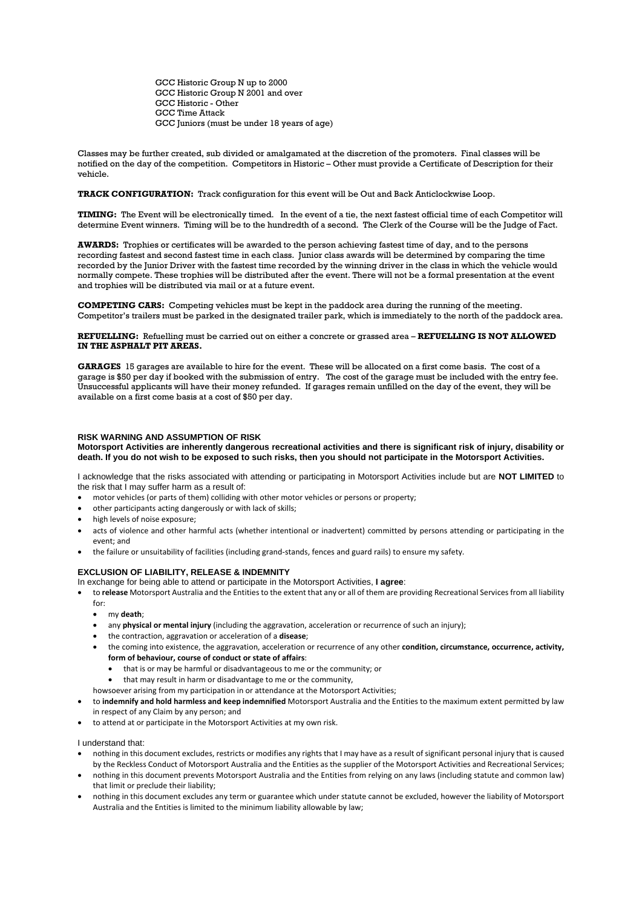GCC Historic Group N up to 2000
GCC Historic Group N 2001 and over
GCC Historic - Other
GCC Time Attack
GCC Juniors (must be under 18 years of age)

Classes may be further created, sub divided or amalgamated at the discretion of the promoters. Final classes will be notified on the day of the competition. Competitors in Historic – Other must provide a Certificate of Description for their vehicle.

**TRACK CONFIGURATION:** Track configuration for this event will be Out and Back Anticlockwise Loop.

**TIMING:** The Event will be electronically timed. In the event of a tie, the next fastest official time of each Competitor will determine Event winners. Timing will be to the hundredth of a second. The Clerk of the Course will be the Judge of Fact.

**AWARDS:** Trophies or certificates will be awarded to the person achieving fastest time of day, and to the persons recording fastest and second fastest time in each class. Junior class awards will be determined by comparing the time recorded by the Junior Driver with the fastest time recorded by the winning driver in the class in which the vehicle would normally compete. These trophies will be distributed after the event. There will not be a formal presentation at the event and trophies will be distributed via mail or at a future event.

**COMPETING CARS:** Competing vehicles must be kept in the paddock area during the running of the meeting. Competitor's trailers must be parked in the designated trailer park, which is immediately to the north of the paddock area.

**REFUELLING:** Refuelling must be carried out on either a concrete or grassed area – **REFUELLING IS NOT ALLOWED IN THE ASPHALT PIT AREAS.**

**GARAGES** 15 garages are available to hire for the event. These will be allocated on a first come basis. The cost of a garage is $50 per day if booked with the submission of entry. The cost of the garage must be included with the entry fee. Unsuccessful applicants will have their money refunded. If garages remain unfilled on the day of the event, they will be available on a first come basis at a cost of $50 per day.

**RISK WARNING AND ASSUMPTION OF RISK**

**Motorsport Activities are inherently dangerous recreational activities and there is significant risk of injury, disability or death. If you do not wish to be exposed to such risks, then you should not participate in the Motorsport Activities.**

I acknowledge that the risks associated with attending or participating in Motorsport Activities include but are **NOT LIMITED** to the risk that I may suffer harm as a result of:

- motor vehicles (or parts of them) colliding with other motor vehicles or persons or property;
- other participants acting dangerously or with lack of skills;
- high levels of noise exposure;
- acts of violence and other harmful acts (whether intentional or inadvertent) committed by persons attending or participating in the event; and
- the failure or unsuitability of facilities (including grand-stands, fences and guard rails) to ensure my safety.

**EXCLUSION OF LIABILITY, RELEASE & INDEMNITY**

In exchange for being able to attend or participate in the Motorsport Activities, **I agree**:

- to **release** Motorsport Australia and the Entities to the extent that any or all of them are providing Recreational Services from all liability for:
  - my **death**;
  - any **physical or mental injury** (including the aggravation, acceleration or recurrence of such an injury);
  - the contraction, aggravation or acceleration of a **disease**;
  - the coming into existence, the aggravation, acceleration or recurrence of any other **condition, circumstance, occurrence, activity, form of behaviour, course of conduct or state of affairs**:
    - that is or may be harmful or disadvantageous to me or the community; or
    - that may result in harm or disadvantage to me or the community,

  howsoever arising from my participation in or attendance at the Motorsport Activities;
- to **indemnify and hold harmless and keep indemnified** Motorsport Australia and the Entities to the maximum extent permitted by law in respect of any Claim by any person; and
- to attend at or participate in the Motorsport Activities at my own risk.

I understand that:

- nothing in this document excludes, restricts or modifies any rights that I may have as a result of significant personal injury that is caused by the Reckless Conduct of Motorsport Australia and the Entities as the supplier of the Motorsport Activities and Recreational Services;
- nothing in this document prevents Motorsport Australia and the Entities from relying on any laws (including statute and common law) that limit or preclude their liability;
- nothing in this document excludes any term or guarantee which under statute cannot be excluded, however the liability of Motorsport Australia and the Entities is limited to the minimum liability allowable by law;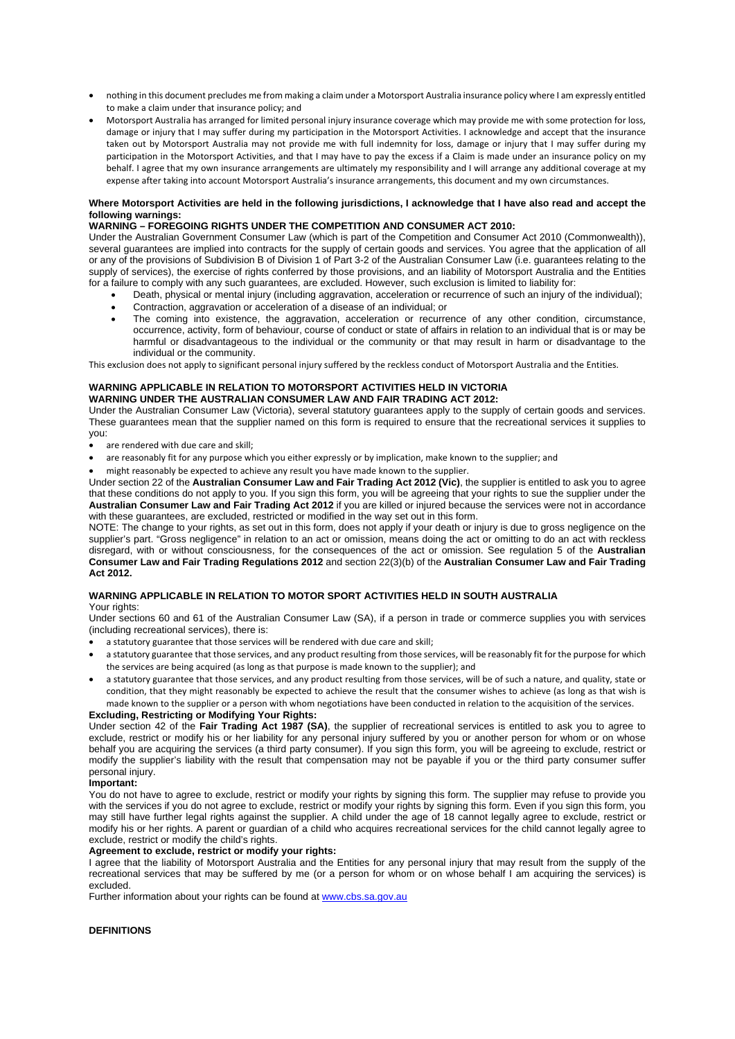- nothing in this document precludes me from making a claim under a Motorsport Australia insurance policy where I am expressly entitled to make a claim under that insurance policy; and
- Motorsport Australia has arranged for limited personal injury insurance coverage which may provide me with some protection for loss, damage or injury that I may suffer during my participation in the Motorsport Activities. I acknowledge and accept that the insurance taken out by Motorsport Australia may not provide me with full indemnity for loss, damage or injury that I may suffer during my participation in the Motorsport Activities, and that I may have to pay the excess if a Claim is made under an insurance policy on my behalf. I agree that my own insurance arrangements are ultimately my responsibility and I will arrange any additional coverage at my expense after taking into account Motorsport Australia's insurance arrangements, this document and my own circumstances.

**Where Motorsport Activities are held in the following jurisdictions, I acknowledge that I have also read and accept the following warnings:**

**WARNING – FOREGOING RIGHTS UNDER THE COMPETITION AND CONSUMER ACT 2010:**

Under the Australian Government Consumer Law (which is part of the Competition and Consumer Act 2010 (Commonwealth)), several guarantees are implied into contracts for the supply of certain goods and services. You agree that the application of all or any of the provisions of Subdivision B of Division 1 of Part 3-2 of the Australian Consumer Law (i.e. guarantees relating to the supply of services), the exercise of rights conferred by those provisions, and an liability of Motorsport Australia and the Entities for a failure to comply with any such guarantees, are excluded. However, such exclusion is limited to liability for:

- Death, physical or mental injury (including aggravation, acceleration or recurrence of such an injury of the individual);
- Contraction, aggravation or acceleration of a disease of an individual; or
- The coming into existence, the aggravation, acceleration or recurrence of any other condition, circumstance, occurrence, activity, form of behaviour, course of conduct or state of affairs in relation to an individual that is or may be harmful or disadvantageous to the individual or the community or that may result in harm or disadvantage to the individual or the community.

This exclusion does not apply to significant personal injury suffered by the reckless conduct of Motorsport Australia and the Entities.

**WARNING APPLICABLE IN RELATION TO MOTORSPORT ACTIVITIES HELD IN VICTORIA**
**WARNING UNDER THE AUSTRALIAN CONSUMER LAW AND FAIR TRADING ACT 2012:**

Under the Australian Consumer Law (Victoria), several statutory guarantees apply to the supply of certain goods and services. These guarantees mean that the supplier named on this form is required to ensure that the recreational services it supplies to you:

- are rendered with due care and skill;
- are reasonably fit for any purpose which you either expressly or by implication, make known to the supplier; and
- might reasonably be expected to achieve any result you have made known to the supplier.

Under section 22 of the **Australian Consumer Law and Fair Trading Act 2012 (Vic)**, the supplier is entitled to ask you to agree that these conditions do not apply to you. If you sign this form, you will be agreeing that your rights to sue the supplier under the **Australian Consumer Law and Fair Trading Act 2012** if you are killed or injured because the services were not in accordance with these guarantees, are excluded, restricted or modified in the way set out in this form.

NOTE: The change to your rights, as set out in this form, does not apply if your death or injury is due to gross negligence on the supplier's part. "Gross negligence" in relation to an act or omission, means doing the act or omitting to do an act with reckless disregard, with or without consciousness, for the consequences of the act or omission. See regulation 5 of the **Australian Consumer Law and Fair Trading Regulations 2012** and section 22(3)(b) of the **Australian Consumer Law and Fair Trading Act 2012.**

**WARNING APPLICABLE IN RELATION TO MOTOR SPORT ACTIVITIES HELD IN SOUTH AUSTRALIA**

Your rights:

Under sections 60 and 61 of the Australian Consumer Law (SA), if a person in trade or commerce supplies you with services (including recreational services), there is:

- a statutory guarantee that those services will be rendered with due care and skill;
- a statutory guarantee that those services, and any product resulting from those services, will be reasonably fit for the purpose for which the services are being acquired (as long as that purpose is made known to the supplier); and
- a statutory guarantee that those services, and any product resulting from those services, will be of such a nature, and quality, state or condition, that they might reasonably be expected to achieve the result that the consumer wishes to achieve (as long as that wish is made known to the supplier or a person with whom negotiations have been conducted in relation to the acquisition of the services.

**Excluding, Restricting or Modifying Your Rights:**

Under section 42 of the **Fair Trading Act 1987 (SA)**, the supplier of recreational services is entitled to ask you to agree to exclude, restrict or modify his or her liability for any personal injury suffered by you or another person for whom or on whose behalf you are acquiring the services (a third party consumer). If you sign this form, you will be agreeing to exclude, restrict or modify the supplier's liability with the result that compensation may not be payable if you or the third party consumer suffer personal injury.

**Important:**

You do not have to agree to exclude, restrict or modify your rights by signing this form. The supplier may refuse to provide you with the services if you do not agree to exclude, restrict or modify your rights by signing this form. Even if you sign this form, you may still have further legal rights against the supplier. A child under the age of 18 cannot legally agree to exclude, restrict or modify his or her rights. A parent or guardian of a child who acquires recreational services for the child cannot legally agree to exclude, restrict or modify the child's rights.

**Agreement to exclude, restrict or modify your rights:**

I agree that the liability of Motorsport Australia and the Entities for any personal injury that may result from the supply of the recreational services that may be suffered by me (or a person for whom or on whose behalf I am acquiring the services) is excluded.

Further information about your rights can be found at www.cbs.sa.gov.au

**DEFINITIONS**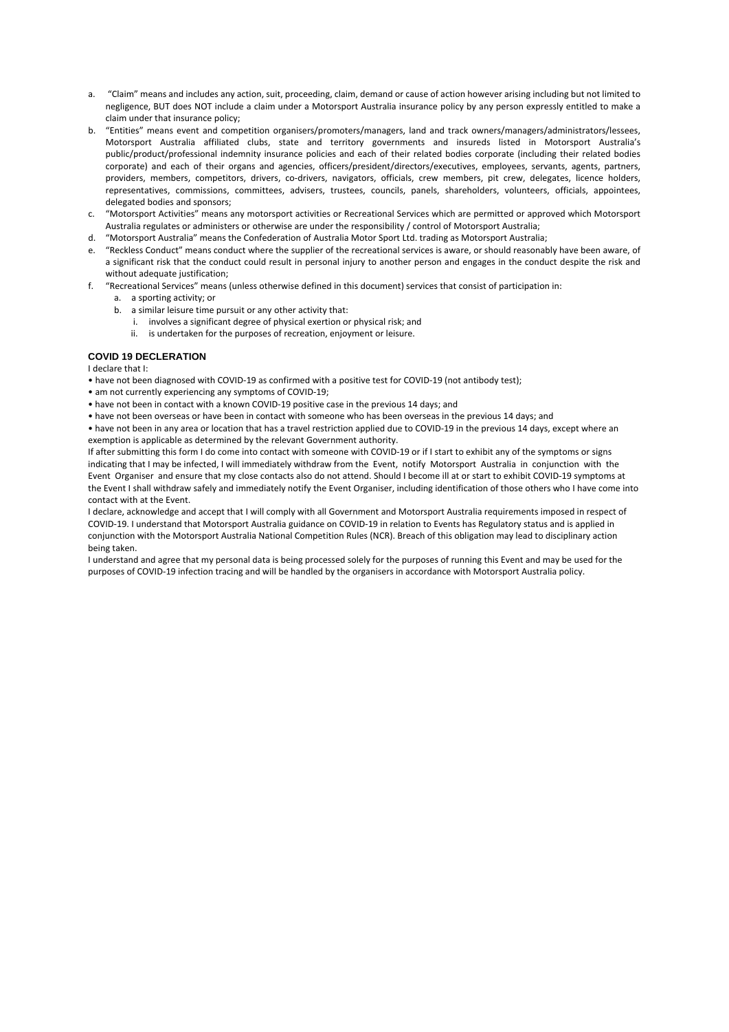a. "Claim" means and includes any action, suit, proceeding, claim, demand or cause of action however arising including but not limited to negligence, BUT does NOT include a claim under a Motorsport Australia insurance policy by any person expressly entitled to make a claim under that insurance policy;
b. "Entities" means event and competition organisers/promoters/managers, land and track owners/managers/administrators/lessees, Motorsport Australia affiliated clubs, state and territory governments and insureds listed in Motorsport Australia's public/product/professional indemnity insurance policies and each of their related bodies corporate (including their related bodies corporate) and each of their organs and agencies, officers/president/directors/executives, employees, servants, agents, partners, providers, members, competitors, drivers, co-drivers, navigators, officials, crew members, pit crew, delegates, licence holders, representatives, commissions, committees, advisers, trustees, councils, panels, shareholders, volunteers, officials, appointees, delegated bodies and sponsors;
c. "Motorsport Activities" means any motorsport activities or Recreational Services which are permitted or approved which Motorsport Australia regulates or administers or otherwise are under the responsibility / control of Motorsport Australia;
d. "Motorsport Australia" means the Confederation of Australia Motor Sport Ltd. trading as Motorsport Australia;
e. "Reckless Conduct" means conduct where the supplier of the recreational services is aware, or should reasonably have been aware, of a significant risk that the conduct could result in personal injury to another person and engages in the conduct despite the risk and without adequate justification;
f. "Recreational Services" means (unless otherwise defined in this document) services that consist of participation in:
   a. a sporting activity; or
   b. a similar leisure time pursuit or any other activity that:
      i. involves a significant degree of physical exertion or physical risk; and
      ii. is undertaken for the purposes of recreation, enjoyment or leisure.

### COVID 19 DECLERATION

I declare that I:

- have not been diagnosed with COVID-19 as confirmed with a positive test for COVID-19 (not antibody test);
- am not currently experiencing any symptoms of COVID-19;
- have not been in contact with a known COVID-19 positive case in the previous 14 days; and
- have not been overseas or have been in contact with someone who has been overseas in the previous 14 days; and
- have not been in any area or location that has a travel restriction applied due to COVID-19 in the previous 14 days, except where an exemption is applicable as determined by the relevant Government authority.

If after submitting this form I do come into contact with someone with COVID-19 or if I start to exhibit any of the symptoms or signs indicating that I may be infected, I will immediately withdraw from the Event, notify Motorsport Australia in conjunction with the Event Organiser and ensure that my close contacts also do not attend. Should I become ill at or start to exhibit COVID-19 symptoms at the Event I shall withdraw safely and immediately notify the Event Organiser, including identification of those others who I have come into contact with at the Event.

I declare, acknowledge and accept that I will comply with all Government and Motorsport Australia requirements imposed in respect of COVID-19. I understand that Motorsport Australia guidance on COVID-19 in relation to Events has Regulatory status and is applied in conjunction with the Motorsport Australia National Competition Rules (NCR). Breach of this obligation may lead to disciplinary action being taken.

I understand and agree that my personal data is being processed solely for the purposes of running this Event and may be used for the purposes of COVID-19 infection tracing and will be handled by the organisers in accordance with Motorsport Australia policy.